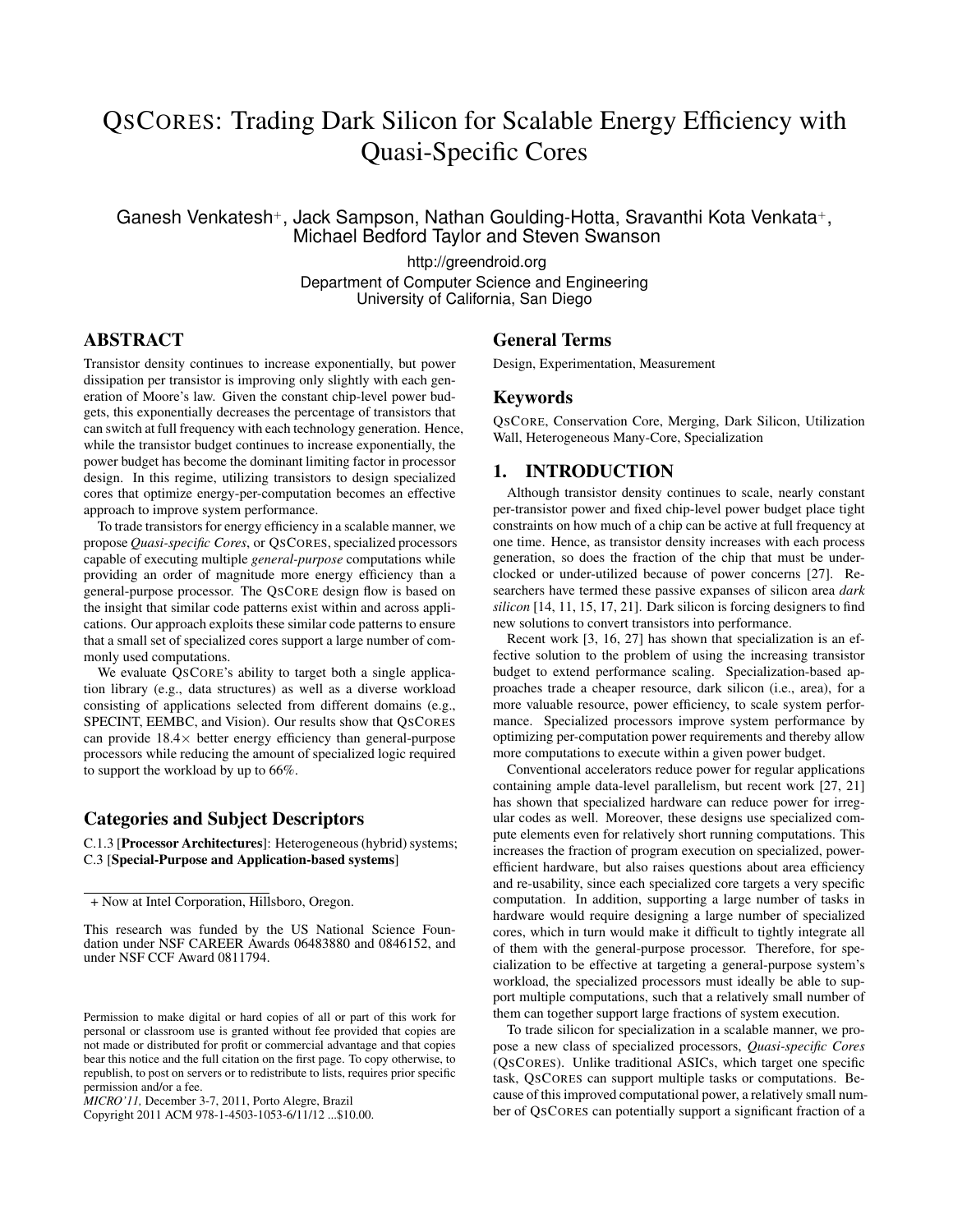# QSCORES: Trading Dark Silicon for Scalable Energy Efficiency with Quasi-Specific Cores

Ganesh Venkatesh[+], Jack Sampson, Nathan Goulding-Hotta, Sravanthi Kota Venkata[+], Michael Bedford Taylor and Steven Swanson

http://greendroid.org

Department of Computer Science and Engineering
University of California, San Diego

## ABSTRACT

Transistor density continues to increase exponentially, but power dissipation per transistor is improving only slightly with each generation of Moore's law. Given the constant chip-level power budgets, this exponentially decreases the percentage of transistors that can switch at full frequency with each technology generation. Hence, while the transistor budget continues to increase exponentially, the power budget has become the dominant limiting factor in processor design. In this regime, utilizing transistors to design specialized cores that optimize energy-per-computation becomes an effective approach to improve system performance.

To trade transistors for energy efficiency in a scalable manner, we propose *Quasi-specific Cores*, or QSCORES, specialized processors capable of executing multiple *general-purpose* computations while providing an order of magnitude more energy efficiency than a general-purpose processor. The QSCORE design flow is based on the insight that similar code patterns exist within and across applications. Our approach exploits these similar code patterns to ensure that a small set of specialized cores support a large number of commonly used computations.

We evaluate QSCORE's ability to target both a single application library (e.g., data structures) as well as a diverse workload consisting of applications selected from different domains (e.g., SPECINT, EEMBC, and Vision). Our results show that QSCORES can provide 18.4× better energy efficiency than general-purpose processors while reducing the amount of specialized logic required to support the workload by up to 66%.

## Categories and Subject Descriptors

C.1.3 [**Processor Architectures**]: Heterogeneous (hybrid) systems; C.3 [**Special-Purpose and Application-based systems**]

+ Now at Intel Corporation, Hillsboro, Oregon.

This research was funded by the US National Science Foundation under NSF CAREER Awards 06483880 and 0846152, and under NSF CCF Award 0811794.

Permission to make digital or hard copies of all or part of this work for personal or classroom use is granted without fee provided that copies are not made or distributed for profit or commercial advantage and that copies bear this notice and the full citation on the first page. To copy otherwise, to republish, to post on servers or to redistribute to lists, requires prior specific permission and/or a fee.
*MICRO'11,* December 3-7, 2011, Porto Alegre, Brazil
Copyright 2011 ACM 978-1-4503-1053-6/11/12 ...$10.00.

## General Terms

Design, Experimentation, Measurement

## Keywords

QSCORE, Conservation Core, Merging, Dark Silicon, Utilization Wall, Heterogeneous Many-Core, Specialization

## 1. INTRODUCTION

Although transistor density continues to scale, nearly constant per-transistor power and fixed chip-level power budget place tight constraints on how much of a chip can be active at full frequency at one time. Hence, as transistor density increases with each process generation, so does the fraction of the chip that must be underclocked or under-utilized because of power concerns [27]. Researchers have termed these passive expanses of silicon area *dark silicon* [14, 11, 15, 17, 21]. Dark silicon is forcing designers to find new solutions to convert transistors into performance.

Recent work [3, 16, 27] has shown that specialization is an effective solution to the problem of using the increasing transistor budget to extend performance scaling. Specialization-based approaches trade a cheaper resource, dark silicon (i.e., area), for a more valuable resource, power efficiency, to scale system performance. Specialized processors improve system performance by optimizing per-computation power requirements and thereby allow more computations to execute within a given power budget.

Conventional accelerators reduce power for regular applications containing ample data-level parallelism, but recent work [27, 21] has shown that specialized hardware can reduce power for irregular codes as well. Moreover, these designs use specialized compute elements even for relatively short running computations. This increases the fraction of program execution on specialized, power-efficient hardware, but also raises questions about area efficiency and re-usability, since each specialized core targets a very specific computation. In addition, supporting a large number of tasks in hardware would require designing a large number of specialized cores, which in turn would make it difficult to tightly integrate all of them with the general-purpose processor. Therefore, for specialization to be effective at targeting a general-purpose system's workload, the specialized processors must ideally be able to support multiple computations, such that a relatively small number of them can together support large fractions of system execution.

To trade silicon for specialization in a scalable manner, we propose a new class of specialized processors, *Quasi-specific Cores* (QSCORES). Unlike traditional ASICs, which target one specific task, QSCORES can support multiple tasks or computations. Because of this improved computational power, a relatively small number of QSCORES can potentially support a significant fraction of a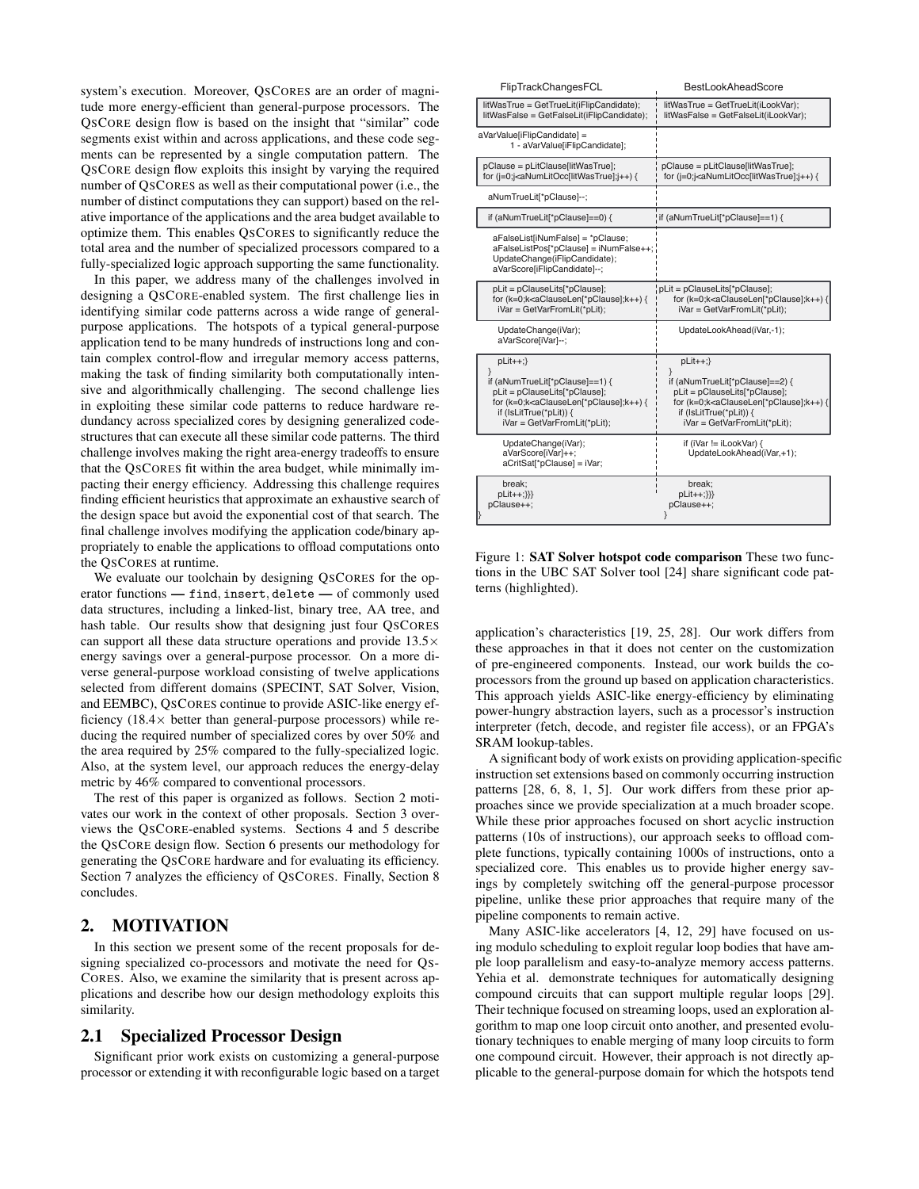system's execution. Moreover, QsCores are an order of magnitude more energy-efficient than general-purpose processors. The QsCore design flow is based on the insight that "similar" code segments exist within and across applications, and these code segments can be represented by a single computation pattern. The QsCore design flow exploits this insight by varying the required number of QsCores as well as their computational power (i.e., the number of distinct computations they can support) based on the relative importance of the applications and the area budget available to optimize them. This enables QsCores to significantly reduce the total area and the number of specialized processors compared to a fully-specialized logic approach supporting the same functionality.

In this paper, we address many of the challenges involved in designing a QsCore-enabled system. The first challenge lies in identifying similar code patterns across a wide range of general-purpose applications. The hotspots of a typical general-purpose application tend to be many hundreds of instructions long and contain complex control-flow and irregular memory access patterns, making the task of finding similarity both computationally intensive and algorithmically challenging. The second challenge lies in exploiting these similar code patterns to reduce hardware redundancy across specialized cores by designing generalized code-structures that can execute all these similar code patterns. The third challenge involves making the right area-energy tradeoffs to ensure that the QsCores fit within the area budget, while minimally impacting their energy efficiency. Addressing this challenge requires finding efficient heuristics that approximate an exhaustive search of the design space but avoid the exponential cost of that search. The final challenge involves modifying the application code/binary appropriately to enable the applications to offload computations onto the QsCores at runtime.

We evaluate our toolchain by designing QsCores for the operator functions — `find`, `insert`, `delete` — of commonly used data structures, including a linked-list, binary tree, AA tree, and hash table. Our results show that designing just four QsCores can support all these data structure operations and provide 13.5× energy savings over a general-purpose processor. On a more diverse general-purpose workload consisting of twelve applications selected from different domains (SPECINT, SAT Solver, Vision, and EEMBC), QsCores continue to provide ASIC-like energy efficiency (18.4× better than general-purpose processors) while reducing the required number of specialized cores by over 50% and the area required by 25% compared to the fully-specialized logic. Also, at the system level, our approach reduces the energy-delay metric by 46% compared to conventional processors.

The rest of this paper is organized as follows. Section 2 motivates our work in the context of other proposals. Section 3 overviews the QsCore-enabled systems. Sections 4 and 5 describe the QsCore design flow. Section 6 presents our methodology for generating the QsCore hardware and for evaluating its efficiency. Section 7 analyzes the efficiency of QsCores. Finally, Section 8 concludes.

## 2. MOTIVATION

In this section we present some of the recent proposals for designing specialized co-processors and motivate the need for QsCores. Also, we examine the similarity that is present across applications and describe how our design methodology exploits this similarity.

### 2.1 Specialized Processor Design

Significant prior work exists on customizing a general-purpose processor or extending it with reconfigurable logic based on a target application's characteristics [19, 25, 28]. Our work differs from these approaches in that it does not center on the customization of pre-engineered components. Instead, our work builds the co-processors from the ground up based on application characteristics. This approach yields ASIC-like energy-efficiency by eliminating power-hungry abstraction layers, such as a processor's instruction interpreter (fetch, decode, and register file access), or an FPGA's SRAM lookup-tables.

A significant body of work exists on providing application-specific instruction set extensions based on commonly occurring instruction patterns [28, 6, 8, 1, 5]. Our work differs from these prior approaches since we provide specialization at a much broader scope. While these prior approaches focused on short acyclic instruction patterns (10s of instructions), our approach seeks to offload complete functions, typically containing 1000s of instructions, onto a specialized core. This enables us to provide higher energy savings by completely switching off the general-purpose processor pipeline, unlike these prior approaches that require many of the pipeline components to remain active.

Many ASIC-like accelerators [4, 12, 29] have focused on using modulo scheduling to exploit regular loop bodies that have ample loop parallelism and easy-to-analyze memory access patterns. Yehia et al. demonstrate techniques for automatically designing compound circuits that can support multiple regular loops [29]. Their technique focused on streaming loops, used an exploration algorithm to map one loop circuit onto another, and presented evolutionary techniques to enable merging of many loop circuits to form one compound circuit. However, their approach is not directly applicable to the general-purpose domain for which the hotspots tend

| FlipTrackChangesFCL | BestLookAheadScore |
|---|---|
| `litWasTrue = GetTrueLit(iFlipCandidate);`<br>`litWasFalse = GetFalseLit(iFlipCandidate);` | `litWasTrue = GetTrueLit(iLookVar);`<br>`litWasFalse = GetFalseLit(iLookVar);` |
| `aVarValue[iFlipCandidate] =`<br>`1 - aVarValue[iFlipCandidate];` | |
| `pClause = pLitClause[litWasTrue];`<br>`for (j=0;j<aNumLitOcc[litWasTrue];j++) {` | `pClause = pLitClause[litWasTrue];`<br>`for (j=0;j<aNumLitOcc[litWasTrue];j++) {` |
| `aNumTrueLit[*pClause]--;` | |
| `if (aNumTrueLit[*pClause]==0) {` | `if (aNumTrueLit[*pClause]==1) {` |
| `aFalseList[iNumFalse] = *pClause;`<br>`aFalseListPos[*pClause] = iNumFalse++;`<br>`UpdateChange(iFlipCandidate);`<br>`aVarScore[iFlipCandidate]--;` | |
| `pLit = pClauseLits[*pClause];`<br>`for (k=0;k<aClauseLen[*pClause];k++) {`<br>`iVar = GetVarFromLit(*pLit);` | `pLit = pClauseLits[*pClause];`<br>`for (k=0;k<aClauseLen[*pClause];k++) {`<br>`iVar = GetVarFromLit(*pLit);` |
| `UpdateChange(iVar);`<br>`aVarScore[iVar]--;` | `UpdateLookAhead(iVar,-1);` |
| `pLit++;}`<br>`}`<br>`if (aNumTrueLit[*pClause]==1) {`<br>`pLit = pClauseLits[*pClause];`<br>`for (k=0;k<aClauseLen[*pClause];k++) {`<br>`if (IsLitTrue(*pLit)) {`<br>`iVar = GetVarFromLit(*pLit);` | `pLit++;}`<br>`}`<br>`if (aNumTrueLit[*pClause]==2) {`<br>`pLit = pClauseLits[*pClause];`<br>`for (k=0;k<aClauseLen[*pClause];k++) {`<br>`if (IsLitTrue(*pLit)) {`<br>`iVar = GetVarFromLit(*pLit);` |
| `UpdateChange(iVar);`<br>`aVarScore[iVar]++;`<br>`aCritSat[*pClause] = iVar;` | `if (iVar != iLookVar) {`<br>`UpdateLookAhead(iVar,+1);` |
| `break;`<br>`pLit++;}}}`<br>`pClause++;`<br>`}` | `break;`<br>`pLit++;}}}`<br>`pClause++;`<br>`}` |

Figure 1: **SAT Solver hotspot code comparison** These two functions in the UBC SAT Solver tool [24] share significant code patterns (highlighted).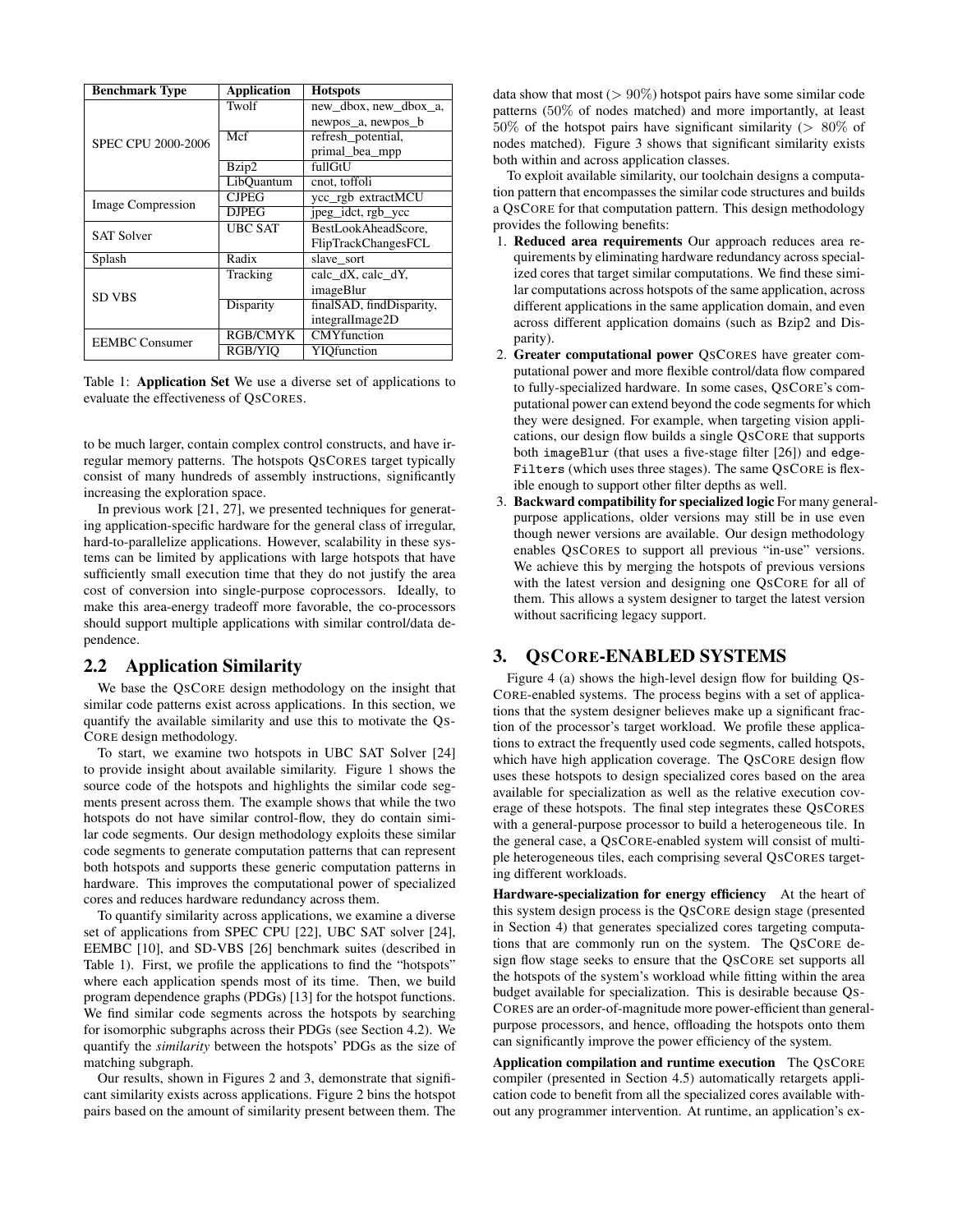| Benchmark Type | Application | Hotspots |
|---|---|---|
| SPEC CPU 2000-2006 | Twolf | new_dbox, new_dbox_a, newpos_a, newpos_b |
| | Mcf | refresh_potential, primal_bea_mpp |
| | Bzip2 | fullGtU |
| | LibQuantum | cnot, toffoli |
| Image Compression | CJPEG | ycc_rgb extractMCU |
| | DJPEG | jpeg_idct, rgb_ycc |
| SAT Solver | UBC SAT | BestLookAheadScore, FlipTrackChangesFCL |
| Splash | Radix | slave_sort |
| SD VBS | Tracking | calc_dX, calc_dY, imageBlur |
| | Disparity | finalSAD, findDisparity, integralImage2D |
| EEMBC Consumer | RGB/CMYK | CMYfunction |
| | RGB/YIQ | YIQfunction |

Table 1: **Application Set** We use a diverse set of applications to evaluate the effectiveness of QSCORES.

to be much larger, contain complex control constructs, and have irregular memory patterns. The hotspots QSCORES target typically consist of many hundreds of assembly instructions, significantly increasing the exploration space.

In previous work [21, 27], we presented techniques for generating application-specific hardware for the general class of irregular, hard-to-parallelize applications. However, scalability in these systems can be limited by applications with large hotspots that have sufficiently small execution time that they do not justify the area cost of conversion into single-purpose coprocessors. Ideally, to make this area-energy tradeoff more favorable, the co-processors should support multiple applications with similar control/data dependence.

## 2.2 Application Similarity

We base the QSCORE design methodology on the insight that similar code patterns exist across applications. In this section, we quantify the available similarity and use this to motivate the QSCORE design methodology.

To start, we examine two hotspots in UBC SAT Solver [24] to provide insight about available similarity. Figure 1 shows the source code of the hotspots and highlights the similar code segments present across them. The example shows that while the two hotspots do not have similar control-flow, they do contain similar code segments. Our design methodology exploits these similar code segments to generate computation patterns that can represent both hotspots and supports these generic computation patterns in hardware. This improves the computational power of specialized cores and reduces hardware redundancy across them.

To quantify similarity across applications, we examine a diverse set of applications from SPEC CPU [22], UBC SAT solver [24], EEMBC [10], and SD-VBS [26] benchmark suites (described in Table 1). First, we profile the applications to find the "hotspots" where each application spends most of its time. Then, we build program dependence graphs (PDGs) [13] for the hotspot functions. We find similar code segments across the hotspots by searching for isomorphic subgraphs across their PDGs (see Section 4.2). We quantify the *similarity* between the hotspots' PDGs as the size of matching subgraph.

Our results, shown in Figures 2 and 3, demonstrate that significant similarity exists across applications. Figure 2 bins the hotspot pairs based on the amount of similarity present between them. The data show that most ($> 90\%$) hotspot pairs have some similar code patterns ($50\%$ of nodes matched) and more importantly, at least $50\%$ of the hotspot pairs have significant similarity ($> 80\%$ of nodes matched). Figure 3 shows that significant similarity exists both within and across application classes.

To exploit available similarity, our toolchain designs a computation pattern that encompasses the similar code structures and builds a QSCORE for that computation pattern. This design methodology provides the following benefits:

1. **Reduced area requirements** Our approach reduces area requirements by eliminating hardware redundancy across specialized cores that target similar computations. We find these similar computations across hotspots of the same application, across different applications in the same application domain, and even across different application domains (such as Bzip2 and Disparity).
2. **Greater computational power** QSCORES have greater computational power and more flexible control/data flow compared to fully-specialized hardware. In some cases, QSCORE's computational power can extend beyond the code segments for which they were designed. For example, when targeting vision applications, our design flow builds a single QSCORE that supports both `imageBlur` (that uses a five-stage filter [26]) and `edgeFilters` (which uses three stages). The same QSCORE is flexible enough to support other filter depths as well.
3. **Backward compatibility for specialized logic** For many general-purpose applications, older versions may still be in use even though newer versions are available. Our design methodology enables QSCORES to support all previous "in-use" versions. We achieve this by merging the hotspots of previous versions with the latest version and designing one QSCORE for all of them. This allows a system designer to target the latest version without sacrificing legacy support.

# 3. QSCORE-ENABLED SYSTEMS

Figure 4 (a) shows the high-level design flow for building QSCORE-enabled systems. The process begins with a set of applications that the system designer believes make up a significant fraction of the processor's target workload. We profile these applications to extract the frequently used code segments, called hotspots, which have high application coverage. The QSCORE design flow uses these hotspots to design specialized cores based on the area available for specialization as well as the relative execution coverage of these hotspots. The final step integrates these QSCORES with a general-purpose processor to build a heterogeneous tile. In the general case, a QSCORE-enabled system will consist of multiple heterogeneous tiles, each comprising several QSCORES targeting different workloads.

**Hardware-specialization for energy efficiency** At the heart of this system design process is the QSCORE design stage (presented in Section 4) that generates specialized cores targeting computations that are commonly run on the system. The QSCORE design flow stage seeks to ensure that the QSCORE set supports all the hotspots of the system's workload while fitting within the area budget available for specialization. This is desirable because QSCORES are an order-of-magnitude more power-efficient than general-purpose processors, and hence, offloading the hotspots onto them can significantly improve the power efficiency of the system.

**Application compilation and runtime execution** The QSCORE compiler (presented in Section 4.5) automatically retargets application code to benefit from all the specialized cores available without any programmer intervention. At runtime, an application's ex-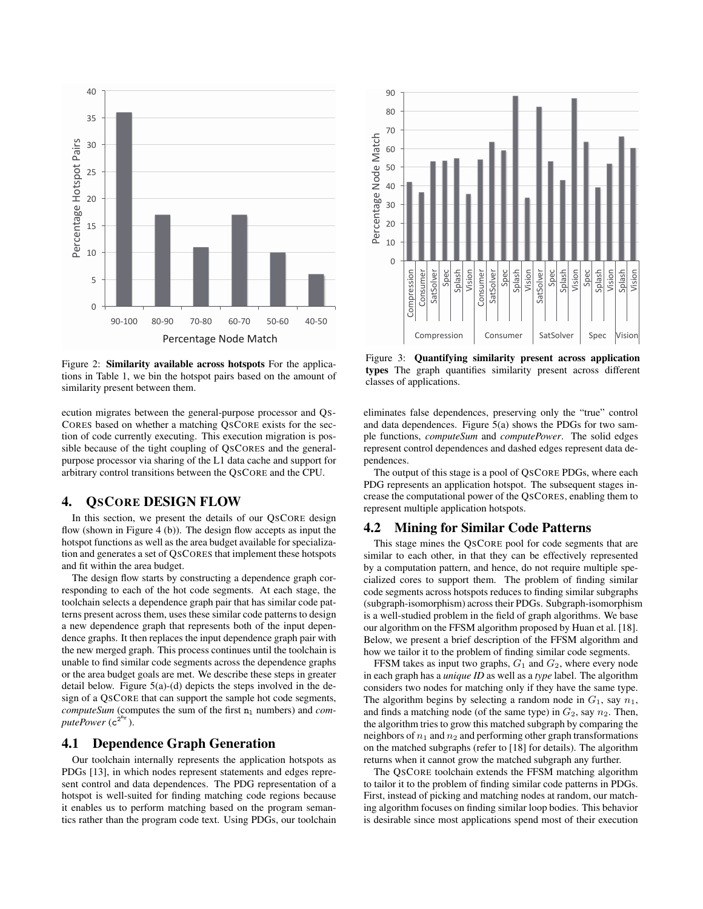Figure 2: **Similarity available across hotspots** For the applications in Table 1, we bin the hotspot pairs based on the amount of similarity present between them.

Figure 3: **Quantifying similarity present across application types** The graph quantifies similarity present across different classes of applications.

ecution migrates between the general-purpose processor and QsCores based on whether a matching QsCore exists for the section of code currently executing. This execution migration is possible because of the tight coupling of QsCores and the general-purpose processor via sharing of the L1 data cache and support for arbitrary control transitions between the QsCore and the CPU.

## 4. QsCore DESIGN FLOW

In this section, we present the details of our QsCore design flow (shown in Figure 4 (b)). The design flow accepts as input the hotspot functions as well as the area budget available for specialization and generates a set of QsCores that implement these hotspots and fit within the area budget.

The design flow starts by constructing a dependence graph corresponding to each of the hot code segments. At each stage, the toolchain selects a dependence graph pair that has similar code patterns present across them, uses these similar code patterns to design a new dependence graph that represents both of the input dependence graphs. It then replaces the input dependence graph pair with the new merged graph. This process continues until the toolchain is unable to find similar code segments across the dependence graphs or the area budget goals are met. We describe these steps in greater detail below. Figure 5(a)-(d) depicts the steps involved in the design of a QsCore that can support the sample hot code segments, *computeSum* (computes the sum of the first $n_1$ numbers) and *computePower* ($c^{2^{n_2}}$).

### 4.1 Dependence Graph Generation

Our toolchain internally represents the application hotspots as PDGs [13], in which nodes represent statements and edges represent control and data dependences. The PDG representation of a hotspot is well-suited for finding matching code regions because it enables us to perform matching based on the program semantics rather than the program code text. Using PDGs, our toolchain eliminates false dependences, preserving only the "true" control and data dependences. Figure 5(a) shows the PDGs for two sample functions, *computeSum* and *computePower*. The solid edges represent control dependences and dashed edges represent data dependences.

The output of this stage is a pool of QsCore PDGs, where each PDG represents an application hotspot. The subsequent stages increase the computational power of the QsCores, enabling them to represent multiple application hotspots.

### 4.2 Mining for Similar Code Patterns

This stage mines the QsCore pool for code segments that are similar to each other, in that they can be effectively represented by a computation pattern, and hence, do not require multiple specialized cores to support them. The problem of finding similar code segments across hotspots reduces to finding similar subgraphs (subgraph-isomorphism) across their PDGs. Subgraph-isomorphism is a well-studied problem in the field of graph algorithms. We base our algorithm on the FFSM algorithm proposed by Huan et al. [18]. Below, we present a brief description of the FFSM algorithm and how we tailor it to the problem of finding similar code segments.

FFSM takes as input two graphs, $G_1$ and $G_2$, where every node in each graph has a *unique ID* as well as a *type* label. The algorithm considers two nodes for matching only if they have the same type. The algorithm begins by selecting a random node in $G_1$, say $n_1$, and finds a matching node (of the same type) in $G_2$, say $n_2$. Then, the algorithm tries to grow this matched subgraph by comparing the neighbors of $n_1$ and $n_2$ and performing other graph transformations on the matched subgraphs (refer to [18] for details). The algorithm returns when it cannot grow the matched subgraph any further.

The QsCore toolchain extends the FFSM matching algorithm to tailor it to the problem of finding similar code patterns in PDGs. First, instead of picking and matching nodes at random, our matching algorithm focuses on finding similar loop bodies. This behavior is desirable since most applications spend most of their execution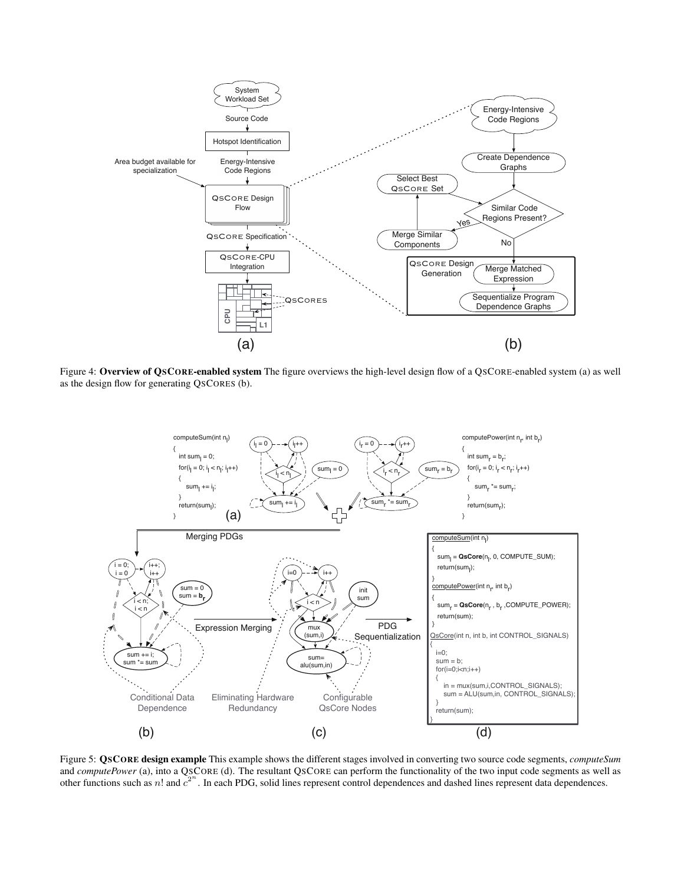Figure 4: **Overview of QsCore-enabled system** The figure overviews the high-level design flow of a QsCore-enabled system (a) as well as the design flow for generating QsCores (b).

Figure 5: **QsCore design example** This example shows the different stages involved in converting two source code segments, *computeSum* and *computePower* (a), into a QsCore (d). The resultant QsCore can perform the functionality of the two input code segments as well as other functions such as $n!$ and $c^{2^n}$. In each PDG, solid lines represent control dependences and dashed lines represent data dependences.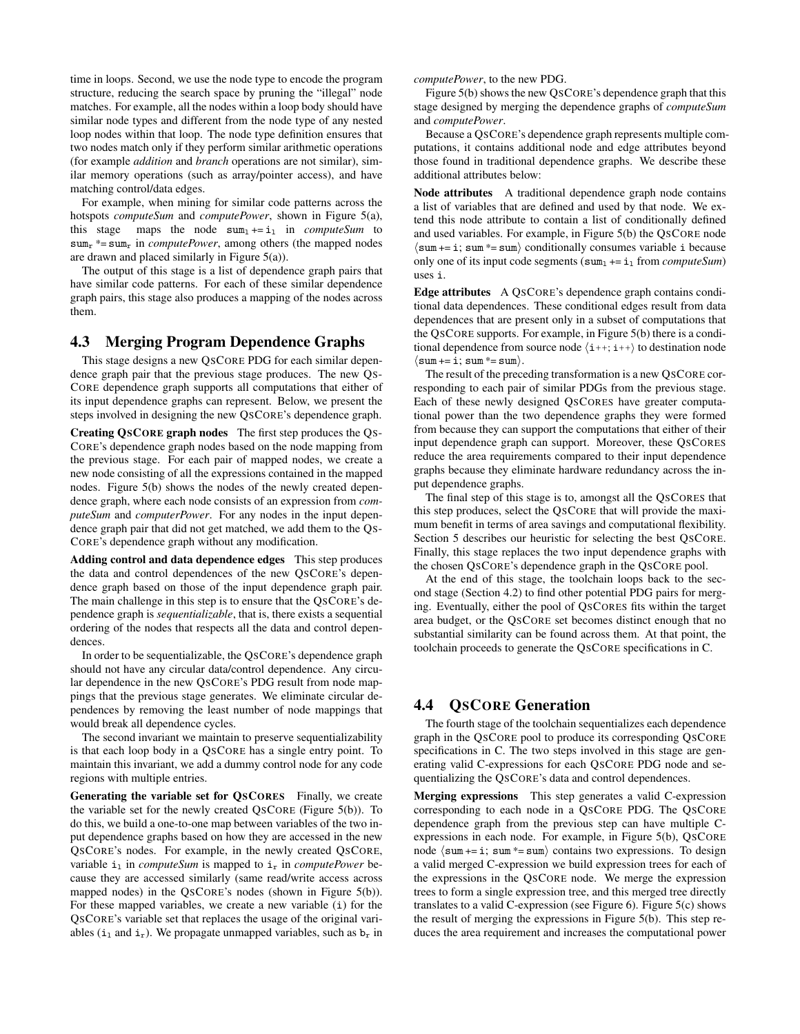time in loops. Second, we use the node type to encode the program structure, reducing the search space by pruning the "illegal" node matches. For example, all the nodes within a loop body should have similar node types and different from the node type of any nested loop nodes within that loop. The node type definition ensures that two nodes match only if they perform similar arithmetic operations (for example *addition* and *branch* operations are not similar), similar memory operations (such as array/pointer access), and have matching control/data edges.

For example, when mining for similar code patterns across the hotspots *computeSum* and *computePower*, shown in Figure 5(a), this stage maps the node $\mathtt{sum_l += i_l}$ in *computeSum* to $\mathtt{sum_r *= sum_r}$ in *computePower*, among others (the mapped nodes are drawn and placed similarly in Figure 5(a)).

The output of this stage is a list of dependence graph pairs that have similar code patterns. For each of these similar dependence graph pairs, this stage also produces a mapping of the nodes across them.

## 4.3 Merging Program Dependence Graphs

This stage designs a new QsCore PDG for each similar dependence graph pair that the previous stage produces. The new QsCore dependence graph supports all computations that either of its input dependence graphs can represent. Below, we present the steps involved in designing the new QsCore's dependence graph.

**Creating QsCore graph nodes** The first step produces the QsCore's dependence graph nodes based on the node mapping from the previous stage. For each pair of mapped nodes, we create a new node consisting of all the expressions contained in the mapped nodes. Figure 5(b) shows the nodes of the newly created dependence graph, where each node consists of an expression from *computeSum* and *computerPower*. For any nodes in the input dependence graph pair that did not get matched, we add them to the QsCore's dependence graph without any modification.

**Adding control and data dependence edges** This step produces the data and control dependences of the new QsCore's dependence graph based on those of the input dependence graph pair. The main challenge in this step is to ensure that the QsCore's dependence graph is *sequentializable*, that is, there exists a sequential ordering of the nodes that respects all the data and control dependences.

In order to be sequentializable, the QsCore's dependence graph should not have any circular data/control dependence. Any circular dependence in the new QsCore's PDG result from node mappings that the previous stage generates. We eliminate circular dependences by removing the least number of node mappings that would break all dependence cycles.

The second invariant we maintain to preserve sequentializability is that each loop body in a QsCore has a single entry point. To maintain this invariant, we add a dummy control node for any code regions with multiple entries.

**Generating the variable set for QsCores** Finally, we create the variable set for the newly created QsCore (Figure 5(b)). To do this, we build a one-to-one map between variables of the two input dependence graphs based on how they are accessed in the new QsCore's nodes. For example, in the newly created QsCore, variable $\mathtt{i_l}$ in *computeSum* is mapped to $\mathtt{i_r}$ in *computePower* because they are accessed similarly (same read/write access across mapped nodes) in the QsCore's nodes (shown in Figure 5(b)). For these mapped variables, we create a new variable (`i`) for the QsCore's variable set that replaces the usage of the original variables ($\mathtt{i_l}$ and $\mathtt{i_r}$). We propagate unmapped variables, such as $\mathtt{b_r}$ in *computePower*, to the new PDG.

Figure 5(b) shows the new QsCore's dependence graph that this stage designed by merging the dependence graphs of *computeSum* and *computePower*.

Because a QsCore's dependence graph represents multiple computations, it contains additional node and edge attributes beyond those found in traditional dependence graphs. We describe these additional attributes below:

**Node attributes** A traditional dependence graph node contains a list of variables that are defined and used by that node. We extend this node attribute to contain a list of conditionally defined and used variables. For example, in Figure 5(b) the QsCore node $\langle \mathtt{sum += i;\ sum *= sum} \rangle$ conditionally consumes variable `i` because only one of its input code segments ($\mathtt{sum_l += i_l}$ from *computeSum*) uses `i`.

**Edge attributes** A QsCore's dependence graph contains conditional data dependences. These conditional edges result from data dependences that are present only in a subset of computations that the QsCore supports. For example, in Figure 5(b) there is a conditional dependence from source node $\langle \mathtt{i\text{++};\ i\text{++}} \rangle$ to destination node $\langle \mathtt{sum += i;\ sum *= sum} \rangle$.

The result of the preceding transformation is a new QsCore corresponding to each pair of similar PDGs from the previous stage. Each of these newly designed QsCores have greater computational power than the two dependence graphs they were formed from because they can support the computations that either of their input dependence graph can support. Moreover, these QsCores reduce the area requirements compared to their input dependence graphs because they eliminate hardware redundancy across the input dependence graphs.

The final step of this stage is to, amongst all the QsCores that this step produces, select the QsCore that will provide the maximum benefit in terms of area savings and computational flexibility. Section 5 describes our heuristic for selecting the best QsCore. Finally, this stage replaces the two input dependence graphs with the chosen QsCore's dependence graph in the QsCore pool.

At the end of this stage, the toolchain loops back to the second stage (Section 4.2) to find other potential PDG pairs for merging. Eventually, either the pool of QsCores fits within the target area budget, or the QsCore set becomes distinct enough that no substantial similarity can be found across them. At that point, the toolchain proceeds to generate the QsCore specifications in C.

## 4.4 QsCore Generation

The fourth stage of the toolchain sequentializes each dependence graph in the QsCore pool to produce its corresponding QsCore specifications in C. The two steps involved in this stage are generating valid C-expressions for each QsCore PDG node and sequentializing the QsCore's data and control dependences.

**Merging expressions** This step generates a valid C-expression corresponding to each node in a QsCore PDG. The QsCore dependence graph from the previous step can have multiple C-expressions in each node. For example, in Figure 5(b), QsCore node $\langle \mathtt{sum += i;\ sum *= sum} \rangle$ contains two expressions. To design a valid merged C-expression we build expression trees for each of the expressions in the QsCore node. We merge the expression trees to form a single expression tree, and this merged tree directly translates to a valid C-expression (see Figure 6). Figure 5(c) shows the result of merging the expressions in Figure 5(b). This step reduces the area requirement and increases the computational power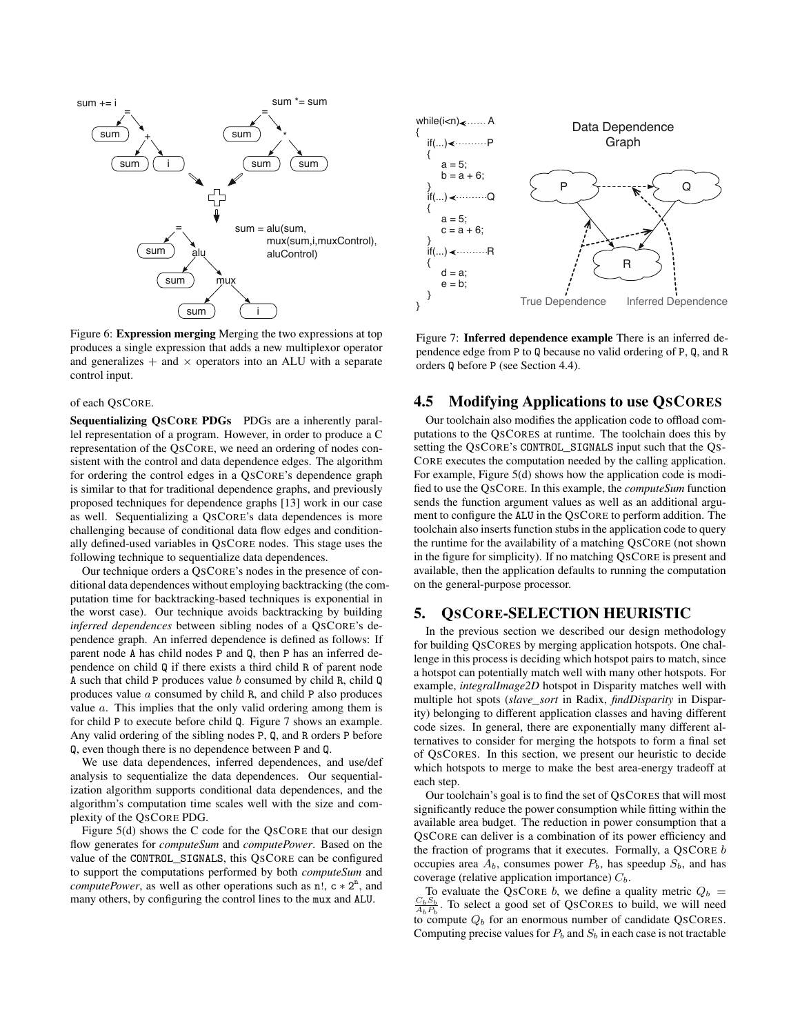Figure 6: **Expression merging** Merging the two expressions at top produces a single expression that adds a new multiplexor operator and generalizes $+$ and $\times$ operators into an ALU with a separate control input.

Figure 7: **Inferred dependence example** There is an inferred dependence edge from P to Q because no valid ordering of P, Q, and R orders Q before P (see Section 4.4).

of each QsCore.

**Sequentializing QsCore PDGs** PDGs are a inherently parallel representation of a program. However, in order to produce a C representation of the QsCore, we need an ordering of nodes consistent with the control and data dependence edges. The algorithm for ordering the control edges in a QsCore's dependence graph is similar to that for traditional dependence graphs, and previously proposed techniques for dependence graphs [13] work in our case as well. Sequentializing a QsCore's data dependences is more challenging because of conditional data flow edges and conditionally defined-used variables in QsCore nodes. This stage uses the following technique to sequentialize data dependences.

Our technique orders a QsCore's nodes in the presence of conditional data dependences without employing backtracking (the computation time for backtracking-based techniques is exponential in the worst case). Our technique avoids backtracking by building *inferred dependences* between sibling nodes of a QsCore's dependence graph. An inferred dependence is defined as follows: If parent node A has child nodes P and Q, then P has an inferred dependence on child Q if there exists a third child R of parent node A such that child P produces value $b$ consumed by child R, child Q produces value $a$ consumed by child R, and child P also produces value $a$. This implies that the only valid ordering among them is for child P to execute before child Q. Figure 7 shows an example. Any valid ordering of the sibling nodes P, Q, and R orders P before Q, even though there is no dependence between P and Q.

We use data dependences, inferred dependences, and use/def analysis to sequentialize the data dependences. Our sequentialization algorithm supports conditional data dependences, and the algorithm's computation time scales well with the size and complexity of the QsCore PDG.

Figure 5(d) shows the C code for the QsCore that our design flow generates for *computeSum* and *computePower*. Based on the value of the CONTROL_SIGNALS, this QsCore can be configured to support the computations performed by both *computeSum* and *computePower*, as well as other operations such as n!, $c * 2^n$, and many others, by configuring the control lines to the mux and ALU.

## 4.5 Modifying Applications to use QsCores

Our toolchain also modifies the application code to offload computations to the QsCores at runtime. The toolchain does this by setting the QsCore's CONTROL_SIGNALS input such that the QsCore executes the computation needed by the calling application. For example, Figure 5(d) shows how the application code is modified to use the QsCore. In this example, the *computeSum* function sends the function argument values as well as an additional argument to configure the ALU in the QsCore to perform addition. The toolchain also inserts function stubs in the application code to query the runtime for the availability of a matching QsCore (not shown in the figure for simplicity). If no matching QsCore is present and available, then the application defaults to running the computation on the general-purpose processor.

# 5. QsCore-SELECTION HEURISTIC

In the previous section we described our design methodology for building QsCores by merging application hotspots. One challenge in this process is deciding which hotspot pairs to match, since a hotspot can potentially match well with many other hotspots. For example, *integralImage2D* hotspot in Disparity matches well with multiple hot spots (*slave_sort* in Radix, *findDisparity* in Disparity) belonging to different application classes and having different code sizes. In general, there are exponentially many different alternatives to consider for merging the hotspots to form a final set of QsCores. In this section, we present our heuristic to decide which hotspots to merge to make the best area-energy tradeoff at each step.

Our toolchain's goal is to find the set of QsCores that will most significantly reduce the power consumption while fitting within the available area budget. The reduction in power consumption that a QsCore can deliver is a combination of its power efficiency and the fraction of programs that it executes. Formally, a QsCore $b$ occupies area $A_b$, consumes power $P_b$, has speedup $S_b$, and has coverage (relative application importance) $C_b$.

To evaluate the QsCore $b$, we define a quality metric $Q_b = \frac{C_b S_b}{A_b P_b}$. To select a good set of QsCores to build, we will need to compute $Q_b$ for an enormous number of candidate QsCores. Computing precise values for $P_b$ and $S_b$ in each case is not tractable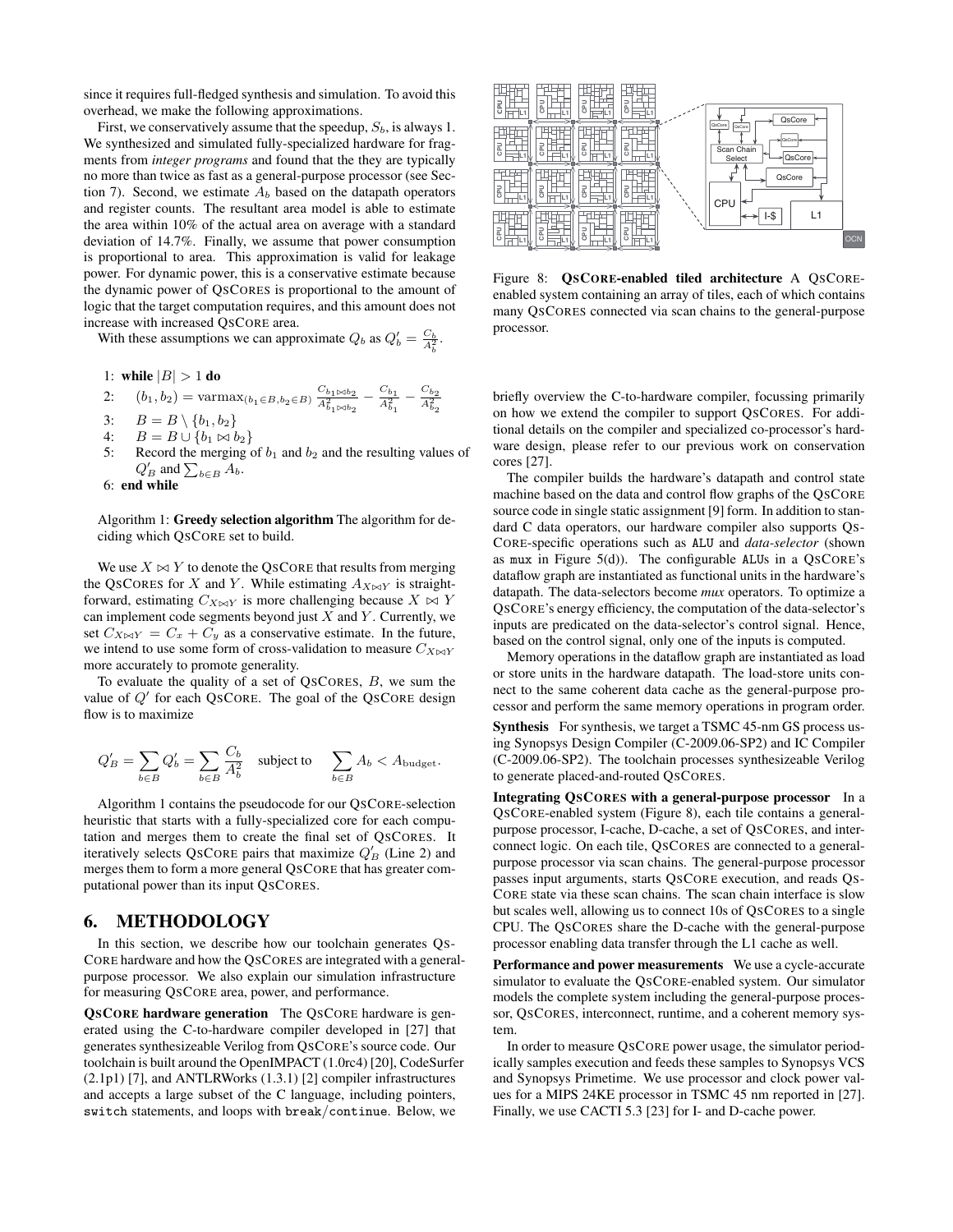since it requires full-fledged synthesis and simulation. To avoid this overhead, we make the following approximations.

First, we conservatively assume that the speedup, $S_b$, is always 1. We synthesized and simulated fully-specialized hardware for fragments from *integer programs* and found that the they are typically no more than twice as fast as a general-purpose processor (see Section 7). Second, we estimate $A_b$ based on the datapath operators and register counts. The resultant area model is able to estimate the area within 10% of the actual area on average with a standard deviation of 14.7%. Finally, we assume that power consumption is proportional to area. This approximation is valid for leakage power. For dynamic power, this is a conservative estimate because the dynamic power of QSCORES is proportional to the amount of logic that the target computation requires, and this amount does not increase with increased QSCORE area.

With these assumptions we can approximate $Q_b$ as $Q'_b = \frac{C_b}{A_b^2}$.

1: **while** $|B| > 1$ **do**
2: $\quad (b_1, b_2) = \text{varmax}_{(b_1 \in B, b_2 \in B)} \frac{C_{b_1 \bowtie b_2}}{A^2_{b_1 \bowtie b_2}} - \frac{C_{b_1}}{A^2_{b_1}} - \frac{C_{b_2}}{A^2_{b_2}}$
3: $\quad B = B \setminus \{b_1, b_2\}$
4: $\quad B = B \cup \{b_1 \bowtie b_2\}$
5: $\quad$ Record the merging of $b_1$ and $b_2$ and the resulting values of $Q'_B$ and $\sum_{b \in B} A_b$.
6: **end while**

Algorithm 1: **Greedy selection algorithm** The algorithm for deciding which QSCORE set to build.

We use $X \bowtie Y$ to denote the QSCORE that results from merging the QSCORES for $X$ and $Y$. While estimating $A_{X \bowtie Y}$ is straightforward, estimating $C_{X \bowtie Y}$ is more challenging because $X \bowtie Y$ can implement code segments beyond just $X$ and $Y$. Currently, we set $C_{X \bowtie Y} = C_x + C_y$ as a conservative estimate. In the future, we intend to use some form of cross-validation to measure $C_{X \bowtie Y}$ more accurately to promote generality.

To evaluate the quality of a set of QSCORES, $B$, we sum the value of $Q'$ for each QSCORE. The goal of the QSCORE design flow is to maximize

$$Q'_B = \sum_{b \in B} Q'_b = \sum_{b \in B} \frac{C_b}{A_b^2} \quad \text{subject to} \quad \sum_{b \in B} A_b < A_{\text{budget}}.$$

Algorithm 1 contains the pseudocode for our QSCORE-selection heuristic that starts with a fully-specialized core for each computation and merges them to create the final set of QSCORES. It iteratively selects QSCORE pairs that maximize $Q'_B$ (Line 2) and merges them to form a more general QSCORE that has greater computational power than its input QSCORES.

## 6. METHODOLOGY

In this section, we describe how our toolchain generates QSCORE hardware and how the QSCORES are integrated with a general-purpose processor. We also explain our simulation infrastructure for measuring QSCORE area, power, and performance.

**QSCORE hardware generation** The QSCORE hardware is generated using the C-to-hardware compiler developed in [27] that generates synthesizeable Verilog from QSCORE's source code. Our toolchain is built around the OpenIMPACT (1.0rc4) [20], CodeSurfer (2.1p1) [7], and ANTLRWorks (1.3.1) [2] compiler infrastructures and accepts a large subset of the C language, including pointers, `switch` statements, and loops with `break`/`continue`. Below, we briefly overview the C-to-hardware compiler, focussing primarily on how we extend the compiler to support QSCORES. For additional details on the compiler and specialized co-processor's hardware design, please refer to our previous work on conservation cores [27].

Figure 8: **QSCORE-enabled tiled architecture** A QSCORE-enabled system containing an array of tiles, each of which contains many QSCORES connected via scan chains to the general-purpose processor.

The compiler builds the hardware's datapath and control state machine based on the data and control flow graphs of the QSCORE source code in single static assignment [9] form. In addition to standard C data operators, our hardware compiler also supports QSCORE-specific operations such as `ALU` and *data-selector* (shown as `mux` in Figure 5(d)). The configurable `ALU`s in a QSCORE's dataflow graph are instantiated as functional units in the hardware's datapath. The data-selectors become *mux* operators. To optimize a QSCORE's energy efficiency, the computation of the data-selector's inputs are predicated on the data-selector's control signal. Hence, based on the control signal, only one of the inputs is computed.

Memory operations in the dataflow graph are instantiated as load or store units in the hardware datapath. The load-store units connect to the same coherent data cache as the general-purpose processor and perform the same memory operations in program order.

**Synthesis** For synthesis, we target a TSMC 45-nm GS process using Synopsys Design Compiler (C-2009.06-SP2) and IC Compiler (C-2009.06-SP2). The toolchain processes synthesizeable Verilog to generate placed-and-routed QSCORES.

**Integrating QSCORES with a general-purpose processor** In a QSCORE-enabled system (Figure 8), each tile contains a general-purpose processor, I-cache, D-cache, a set of QSCORES, and interconnect logic. On each tile, QSCORES are connected to a general-purpose processor via scan chains. The general-purpose processor passes input arguments, starts QSCORE execution, and reads QSCORE state via these scan chains. The scan chain interface is slow but scales well, allowing us to connect 10s of QSCORES to a single CPU. The QSCORES share the D-cache with the general-purpose processor enabling data transfer through the L1 cache as well.

**Performance and power measurements** We use a cycle-accurate simulator to evaluate the QSCORE-enabled system. Our simulator models the complete system including the general-purpose processor, QSCORES, interconnect, runtime, and a coherent memory system.

In order to measure QSCORE power usage, the simulator periodically samples execution and feeds these samples to Synopsys VCS and Synopsys Primetime. We use processor and clock power values for a MIPS 24KE processor in TSMC 45 nm reported in [27]. Finally, we use CACTI 5.3 [23] for I- and D-cache power.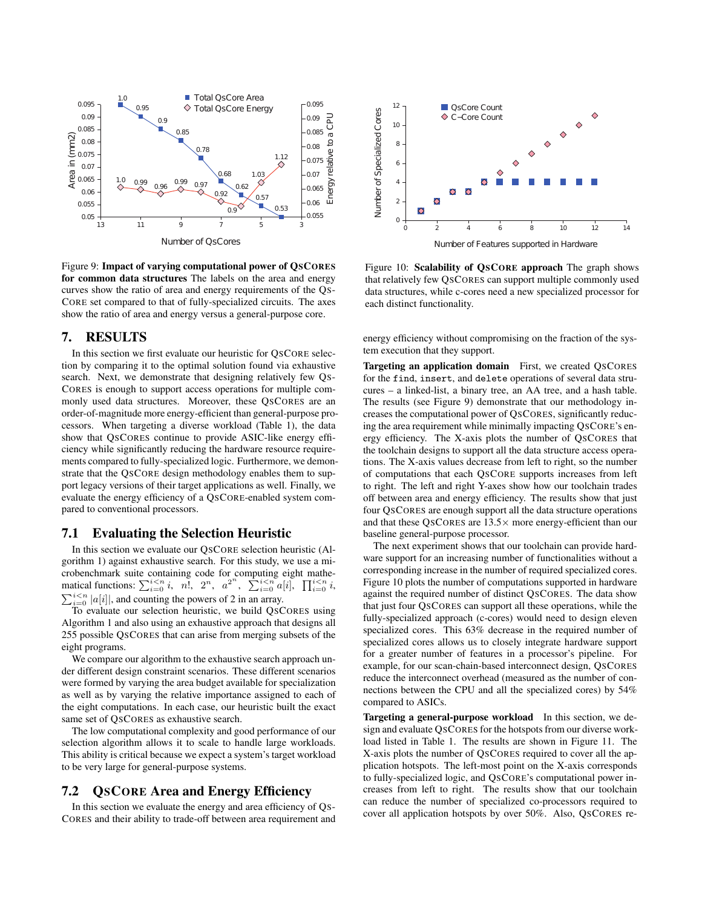Figure 9: **Impact of varying computational power of QsCores for common data structures** The labels on the area and energy curves show the ratio of area and energy requirements of the QsCore set compared to that of fully-specialized circuits. The axes show the ratio of area and energy versus a general-purpose core.

Figure 10: **Scalability of QsCore approach** The graph shows that relatively few QsCores can support multiple commonly used data structures, while c-cores need a new specialized processor for each distinct functionality.

## 7. RESULTS

In this section we first evaluate our heuristic for QsCore selection by comparing it to the optimal solution found via exhaustive search. Next, we demonstrate that designing relatively few QsCores is enough to support access operations for multiple commonly used data structures. Moreover, these QsCores are an order-of-magnitude more energy-efficient than general-purpose processors. When targeting a diverse workload (Table 1), the data show that QsCores continue to provide ASIC-like energy efficiency while significantly reducing the hardware resource requirements compared to fully-specialized logic. Furthermore, we demonstrate that the QsCore design methodology enables them to support legacy versions of their target applications as well. Finally, we evaluate the energy efficiency of a QsCore-enabled system compared to conventional processors.

### 7.1 Evaluating the Selection Heuristic

In this section we evaluate our QsCore selection heuristic (Algorithm 1) against exhaustive search. For this study, we use a microbenchmark suite containing code for computing eight mathematical functions: $\sum_{i=0}^{i<n} i$, $n!$, $2^n$, $a^{2^n}$, $\sum_{i=0}^{i<n} a[i]$, $\prod_{i=0}^{i<n} i$, $\sum_{i=0}^{i<n} |a[i]|$, and counting the powers of 2 in an array.

To evaluate our selection heuristic, we build QsCores using Algorithm 1 and also using an exhaustive approach that designs all 255 possible QsCores that can arise from merging subsets of the eight programs.

We compare our algorithm to the exhaustive search approach under different design constraint scenarios. These different scenarios were formed by varying the area budget available for specialization as well as by varying the relative importance assigned to each of the eight computations. In each case, our heuristic built the exact same set of QsCores as exhaustive search.

The low computational complexity and good performance of our selection algorithm allows it to scale to handle large workloads. This ability is critical because we expect a system's target workload to be very large for general-purpose systems.

### 7.2 QsCore Area and Energy Efficiency

In this section we evaluate the energy and area efficiency of QsCores and their ability to trade-off between area requirement and energy efficiency without compromising on the fraction of the system execution that they support.

**Targeting an application domain** First, we created QsCores for the `find`, `insert`, and `delete` operations of several data structures – a linked-list, a binary tree, an AA tree, and a hash table. The results (see Figure 9) demonstrate that our methodology increases the computational power of QsCores, significantly reducing the area requirement while minimally impacting QsCore's energy efficiency. The X-axis plots the number of QsCores that the toolchain designs to support all the data structure access operations. The X-axis values decrease from left to right, so the number of computations that each QsCore supports increases from left to right. The left and right Y-axes show how our toolchain trades off between area and energy efficiency. The results show that just four QsCores are enough support all the data structure operations and that these QsCores are 13.5× more energy-efficient than our baseline general-purpose processor.

The next experiment shows that our toolchain can provide hardware support for an increasing number of functionalities without a corresponding increase in the number of required specialized cores. Figure 10 plots the number of computations supported in hardware against the required number of distinct QsCores. The data show that just four QsCores can support all these operations, while the fully-specialized approach (c-cores) would need to design eleven specialized cores. This 63% decrease in the required number of specialized cores allows us to closely integrate hardware support for a greater number of features in a processor's pipeline. For example, for our scan-chain-based interconnect design, QsCores reduce the interconnect overhead (measured as the number of connections between the CPU and all the specialized cores) by 54% compared to ASICs.

**Targeting a general-purpose workload** In this section, we design and evaluate QsCores for the hotspots from our diverse workload listed in Table 1. The results are shown in Figure 11. The X-axis plots the number of QsCores required to cover all the application hotspots. The left-most point on the X-axis corresponds to fully-specialized logic, and QsCore's computational power increases from left to right. The results show that our toolchain can reduce the number of specialized co-processors required to cover all application hotspots by over 50%. Also, QsCores re-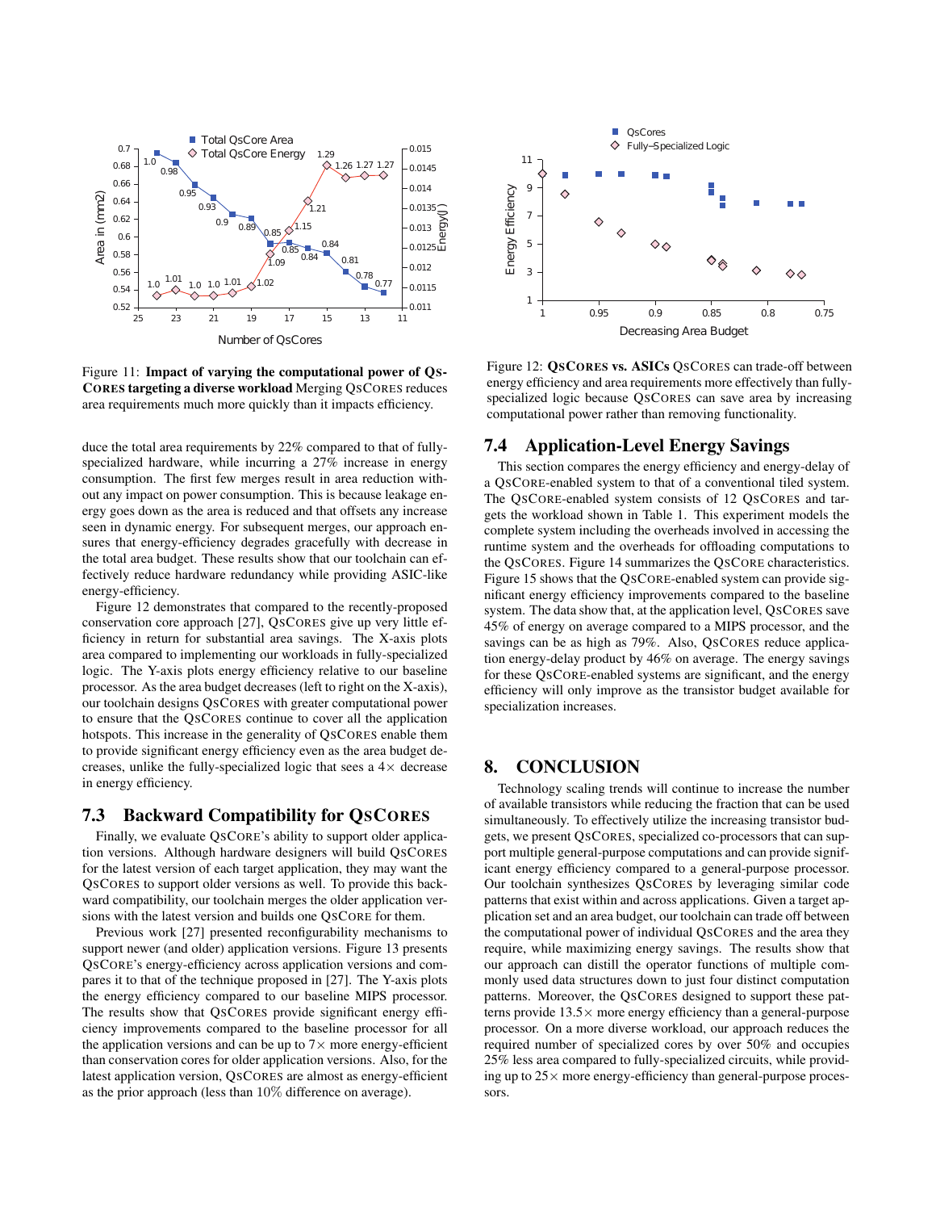Figure 11: **Impact of varying the computational power of QsCores targeting a diverse workload** Merging QsCores reduces area requirements much more quickly than it impacts efficiency.

duce the total area requirements by 22% compared to that of fully-specialized hardware, while incurring a 27% increase in energy consumption. The first few merges result in area reduction without any impact on power consumption. This is because leakage energy goes down as the area is reduced and that offsets any increase seen in dynamic energy. For subsequent merges, our approach ensures that energy-efficiency degrades gracefully with decrease in the total area budget. These results show that our toolchain can effectively reduce hardware redundancy while providing ASIC-like energy-efficiency.

Figure 12 demonstrates that compared to the recently-proposed conservation core approach [27], QsCores give up very little efficiency in return for substantial area savings. The X-axis plots area compared to implementing our workloads in fully-specialized logic. The Y-axis plots energy efficiency relative to our baseline processor. As the area budget decreases (left to right on the X-axis), our toolchain designs QsCores with greater computational power to ensure that the QsCores continue to cover all the application hotspots. This increase in the generality of QsCores enable them to provide significant energy efficiency even as the area budget decreases, unlike the fully-specialized logic that sees a 4× decrease in energy efficiency.

## 7.3 Backward Compatibility for QsCores

Finally, we evaluate QsCore's ability to support older application versions. Although hardware designers will build QsCores for the latest version of each target application, they may want the QsCores to support older versions as well. To provide this backward compatibility, our toolchain merges the older application versions with the latest version and builds one QsCore for them.

Previous work [27] presented reconfigurability mechanisms to support newer (and older) application versions. Figure 13 presents QsCore's energy-efficiency across application versions and compares it to that of the technique proposed in [27]. The Y-axis plots the energy efficiency compared to our baseline MIPS processor. The results show that QsCores provide significant energy efficiency improvements compared to the baseline processor for all the application versions and can be up to 7× more energy-efficient than conservation cores for older application versions. Also, for the latest application version, QsCores are almost as energy-efficient as the prior approach (less than 10% difference on average).

Figure 12: **QsCores vs. ASICs** QsCores can trade-off between energy efficiency and area requirements more effectively than fully-specialized logic because QsCores can save area by increasing computational power rather than removing functionality.

## 7.4 Application-Level Energy Savings

This section compares the energy efficiency and energy-delay of a QsCore-enabled system to that of a conventional tiled system. The QsCore-enabled system consists of 12 QsCores and targets the workload shown in Table 1. This experiment models the complete system including the overheads involved in accessing the runtime system and the overheads for offloading computations to the QsCores. Figure 14 summarizes the QsCore characteristics. Figure 15 shows that the QsCore-enabled system can provide significant energy efficiency improvements compared to the baseline system. The data show that, at the application level, QsCores save 45% of energy on average compared to a MIPS processor, and the savings can be as high as 79%. Also, QsCores reduce application energy-delay product by 46% on average. The energy savings for these QsCore-enabled systems are significant, and the energy efficiency will only improve as the transistor budget available for specialization increases.

# 8. CONCLUSION

Technology scaling trends will continue to increase the number of available transistors while reducing the fraction that can be used simultaneously. To effectively utilize the increasing transistor budgets, we present QsCores, specialized co-processors that can support multiple general-purpose computations and can provide significant energy efficiency compared to a general-purpose processor. Our toolchain synthesizes QsCores by leveraging similar code patterns that exist within and across applications. Given a target application set and an area budget, our toolchain can trade off between the computational power of individual QsCores and the area they require, while maximizing energy savings. The results show that our approach can distill the operator functions of multiple commonly used data structures down to just four distinct computation patterns. Moreover, the QsCores designed to support these patterns provide 13.5× more energy efficiency than a general-purpose processor. On a more diverse workload, our approach reduces the required number of specialized cores by over 50% and occupies 25% less area compared to fully-specialized circuits, while providing up to 25× more energy-efficiency than general-purpose processors.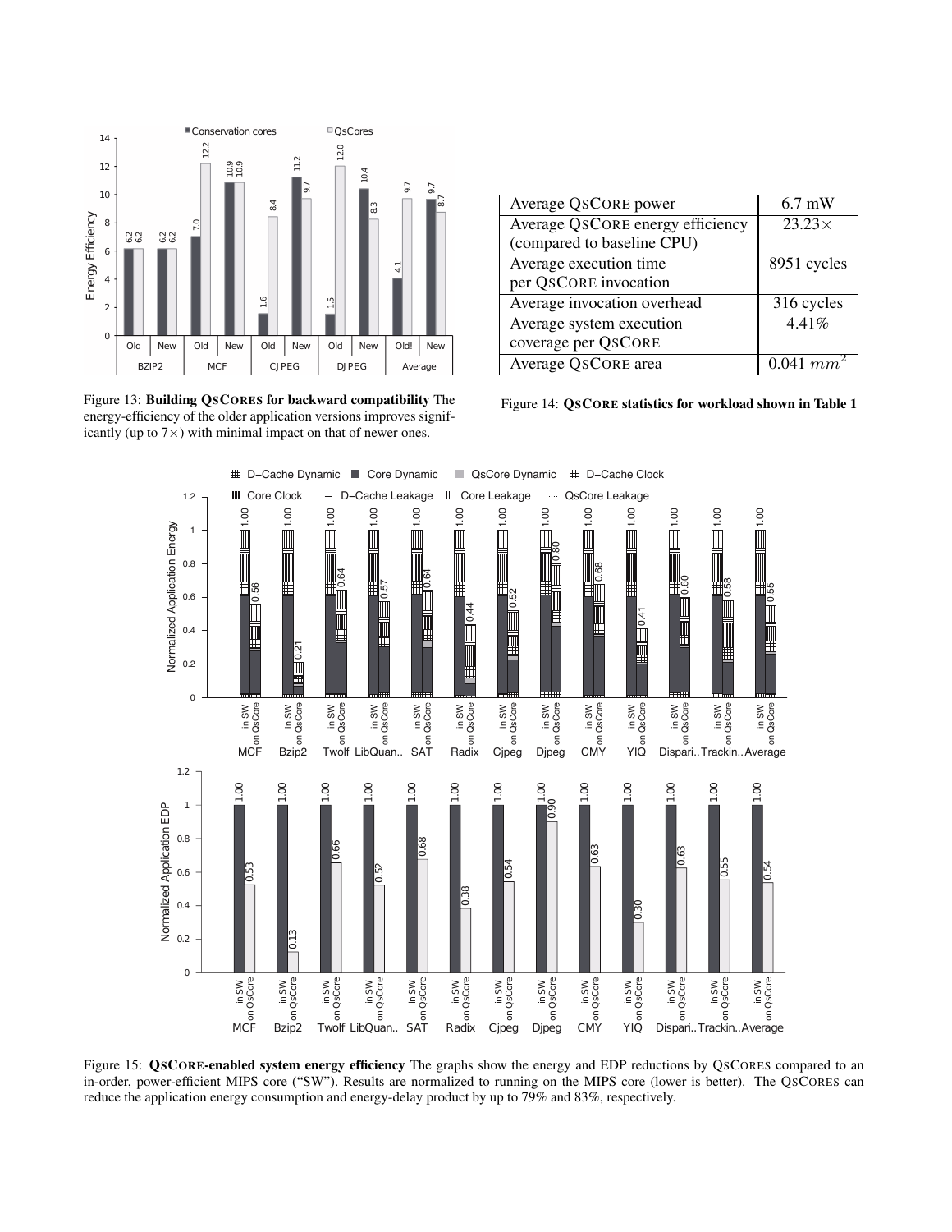Figure 13: **Building QsCores for backward compatibility** The energy-efficiency of the older application versions improves significantly (up to 7×) with minimal impact on that of newer ones.

| Average QsCore power | 6.7 mW |
|---|---|
| Average QsCore energy efficiency (compared to baseline CPU) | 23.23× |
| Average execution time per QsCore invocation | 8951 cycles |
| Average invocation overhead | 316 cycles |
| Average system execution coverage per QsCore | 4.41% |
| Average QsCore area | 0.041 $mm^2$ |

Figure 14: **QsCore statistics for workload shown in Table 1**

Figure 15: **QsCore-enabled system energy efficiency** The graphs show the energy and EDP reductions by QsCores compared to an in-order, power-efficient MIPS core ("SW"). Results are normalized to running on the MIPS core (lower is better). The QsCores can reduce the application energy consumption and energy-delay product by up to 79% and 83%, respectively.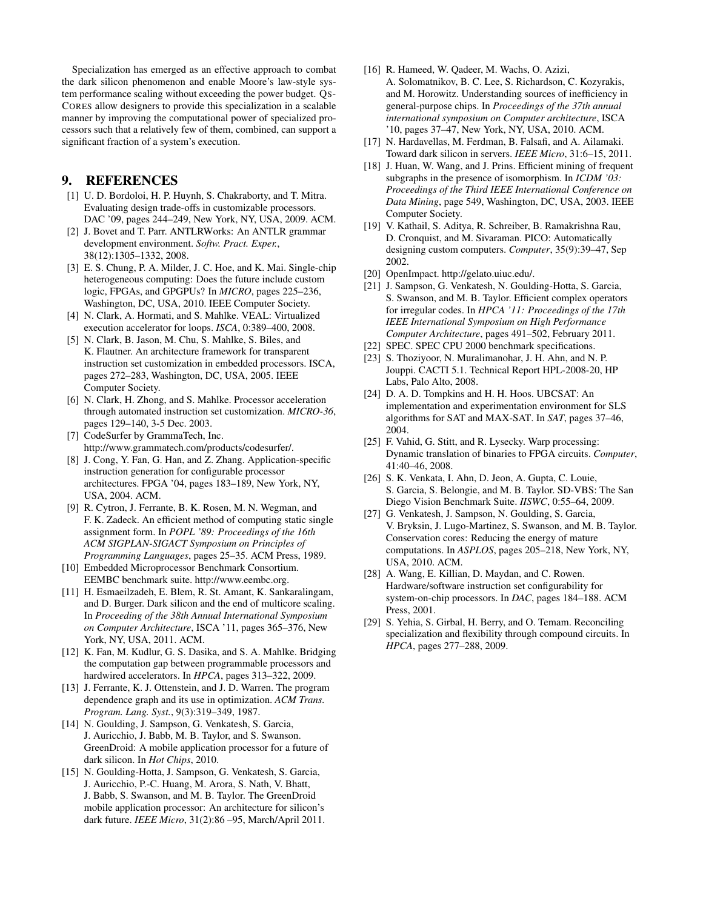Specialization has emerged as an effective approach to combat the dark silicon phenomenon and enable Moore's law-style system performance scaling without exceeding the power budget. QsCores allow designers to provide this specialization in a scalable manner by improving the computational power of specialized processors such that a relatively few of them, combined, can support a significant fraction of a system's execution.

## 9. REFERENCES

[1] U. D. Bordoloi, H. P. Huynh, S. Chakraborty, and T. Mitra. Evaluating design trade-offs in customizable processors. DAC '09, pages 244–249, New York, NY, USA, 2009. ACM.

[2] J. Bovet and T. Parr. ANTLRWorks: An ANTLR grammar development environment. *Softw. Pract. Exper.*, 38(12):1305–1332, 2008.

[3] E. S. Chung, P. A. Milder, J. C. Hoe, and K. Mai. Single-chip heterogeneous computing: Does the future include custom logic, FPGAs, and GPGPUs? In *MICRO*, pages 225–236, Washington, DC, USA, 2010. IEEE Computer Society.

[4] N. Clark, A. Hormati, and S. Mahlke. VEAL: Virtualized execution accelerator for loops. *ISCA*, 0:389–400, 2008.

[5] N. Clark, B. Jason, M. Chu, S. Mahlke, S. Biles, and K. Flautner. An architecture framework for transparent instruction set customization in embedded processors. ISCA, pages 272–283, Washington, DC, USA, 2005. IEEE Computer Society.

[6] N. Clark, H. Zhong, and S. Mahlke. Processor acceleration through automated instruction set customization. *MICRO-36*, pages 129–140, 3-5 Dec. 2003.

[7] CodeSurfer by GrammaTech, Inc. http://www.grammatech.com/products/codesurfer/.

[8] J. Cong, Y. Fan, G. Han, and Z. Zhang. Application-specific instruction generation for configurable processor architectures. FPGA '04, pages 183–189, New York, NY, USA, 2004. ACM.

[9] R. Cytron, J. Ferrante, B. K. Rosen, M. N. Wegman, and F. K. Zadeck. An efficient method of computing static single assignment form. In *POPL '89: Proceedings of the 16th ACM SIGPLAN-SIGACT Symposium on Principles of Programming Languages*, pages 25–35. ACM Press, 1989.

[10] Embedded Microprocessor Benchmark Consortium. EEMBC benchmark suite. http://www.eembc.org.

[11] H. Esmaeilzadeh, E. Blem, R. St. Amant, K. Sankaralingam, and D. Burger. Dark silicon and the end of multicore scaling. In *Proceeding of the 38th Annual International Symposium on Computer Architecture*, ISCA '11, pages 365–376, New York, NY, USA, 2011. ACM.

[12] K. Fan, M. Kudlur, G. S. Dasika, and S. A. Mahlke. Bridging the computation gap between programmable processors and hardwired accelerators. In *HPCA*, pages 313–322, 2009.

[13] J. Ferrante, K. J. Ottenstein, and J. D. Warren. The program dependence graph and its use in optimization. *ACM Trans. Program. Lang. Syst.*, 9(3):319–349, 1987.

[14] N. Goulding, J. Sampson, G. Venkatesh, S. Garcia, J. Auricchio, J. Babb, M. B. Taylor, and S. Swanson. GreenDroid: A mobile application processor for a future of dark silicon. In *Hot Chips*, 2010.

[15] N. Goulding-Hotta, J. Sampson, G. Venkatesh, S. Garcia, J. Auricchio, P.-C. Huang, M. Arora, S. Nath, V. Bhatt, J. Babb, S. Swanson, and M. B. Taylor. The GreenDroid mobile application processor: An architecture for silicon's dark future. *IEEE Micro*, 31(2):86 –95, March/April 2011.

[16] R. Hameed, W. Qadeer, M. Wachs, O. Azizi, A. Solomatnikov, B. C. Lee, S. Richardson, C. Kozyrakis, and M. Horowitz. Understanding sources of inefficiency in general-purpose chips. In *Proceedings of the 37th annual international symposium on Computer architecture*, ISCA '10, pages 37–47, New York, NY, USA, 2010. ACM.

[17] N. Hardavellas, M. Ferdman, B. Falsafi, and A. Ailamaki. Toward dark silicon in servers. *IEEE Micro*, 31:6–15, 2011.

[18] J. Huan, W. Wang, and J. Prins. Efficient mining of frequent subgraphs in the presence of isomorphism. In *ICDM '03: Proceedings of the Third IEEE International Conference on Data Mining*, page 549, Washington, DC, USA, 2003. IEEE Computer Society.

[19] V. Kathail, S. Aditya, R. Schreiber, B. Ramakrishna Rau, D. Cronquist, and M. Sivaraman. PICO: Automatically designing custom computers. *Computer*, 35(9):39–47, Sep 2002.

[20] OpenImpact. http://gelato.uiuc.edu/.

[21] J. Sampson, G. Venkatesh, N. Goulding-Hotta, S. Garcia, S. Swanson, and M. B. Taylor. Efficient complex operators for irregular codes. In *HPCA '11: Proceedings of the 17th IEEE International Symposium on High Performance Computer Architecture*, pages 491–502, February 2011.

[22] SPEC. SPEC CPU 2000 benchmark specifications.

[23] S. Thoziyoor, N. Muralimanohar, J. H. Ahn, and N. P. Jouppi. CACTI 5.1. Technical Report HPL-2008-20, HP Labs, Palo Alto, 2008.

[24] D. A. D. Tompkins and H. H. Hoos. UBCSAT: An implementation and experimentation environment for SLS algorithms for SAT and MAX-SAT. In *SAT*, pages 37–46, 2004.

[25] F. Vahid, G. Stitt, and R. Lysecky. Warp processing: Dynamic translation of binaries to FPGA circuits. *Computer*, 41:40–46, 2008.

[26] S. K. Venkata, I. Ahn, D. Jeon, A. Gupta, C. Louie, S. Garcia, S. Belongie, and M. B. Taylor. SD-VBS: The San Diego Vision Benchmark Suite. *IISWC*, 0:55–64, 2009.

[27] G. Venkatesh, J. Sampson, N. Goulding, S. Garcia, V. Bryksin, J. Lugo-Martinez, S. Swanson, and M. B. Taylor. Conservation cores: Reducing the energy of mature computations. In *ASPLOS*, pages 205–218, New York, NY, USA, 2010. ACM.

[28] A. Wang, E. Killian, D. Maydan, and C. Rowen. Hardware/software instruction set configurability for system-on-chip processors. In *DAC*, pages 184–188. ACM Press, 2001.

[29] S. Yehia, S. Girbal, H. Berry, and O. Temam. Reconciling specialization and flexibility through compound circuits. In *HPCA*, pages 277–288, 2009.